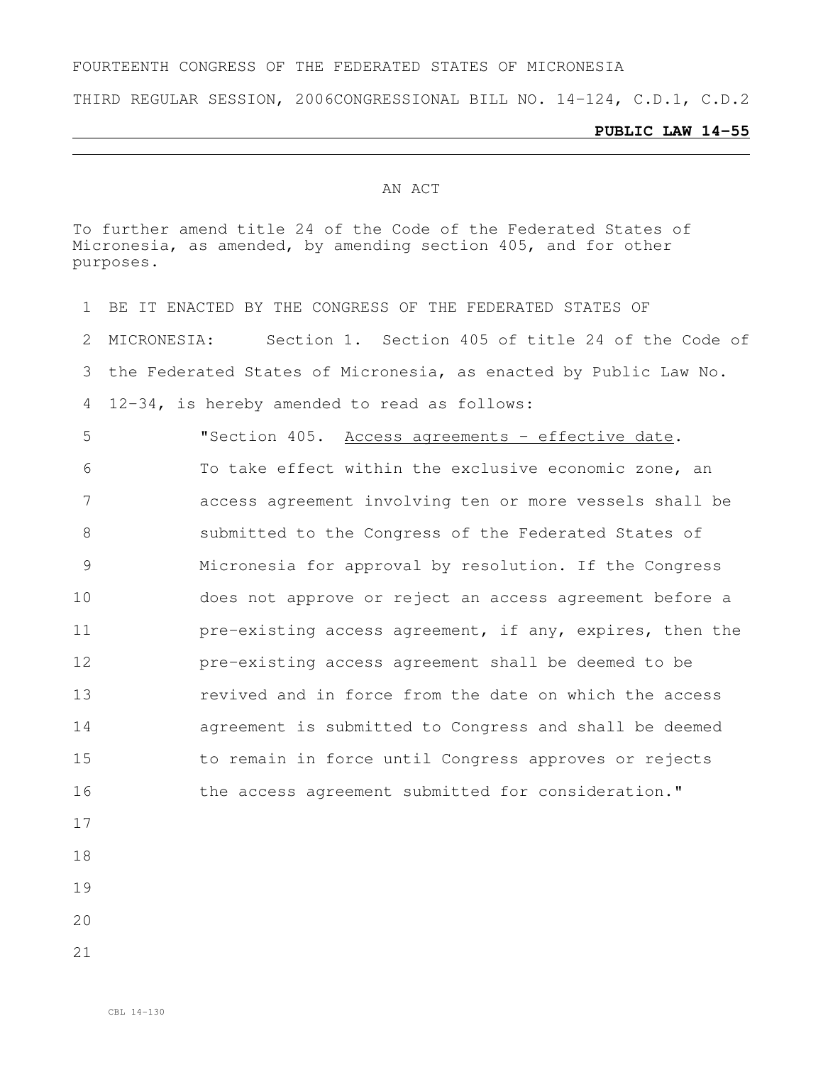FOURTEENTH CONGRESS OF THE FEDERATED STATES OF MICRONESIA

THIRD REGULAR SESSION, 2006CONGRESSIONAL BILL NO. 14-124, C.D.1, C.D.2

**PUBLIC LAW 14-55**

AN ACT

To further amend title 24 of the Code of the Federated States of Micronesia, as amended, by amending section 405, and for other purposes.

BE IT ENACTED BY THE CONGRESS OF THE FEDERATED STATES OF MICRONESIA: Section 1. Section 405 of title 24 of the Code of the Federated States of Micronesia, as enacted by Public Law No. 12-34, is hereby amended to read as follows:

"Section 405. Access agreements - effective date. To take effect within the exclusive economic zone, an access agreement involving ten or more vessels shall be submitted to the Congress of the Federated States of Micronesia for approval by resolution. If the Congress does not approve or reject an access agreement before a pre-existing access agreement, if any, expires, then the pre-existing access agreement shall be deemed to be revived and in force from the date on which the access agreement is submitted to Congress and shall be deemed to remain in force until Congress approves or rejects the access agreement submitted for consideration."

CBL 14-130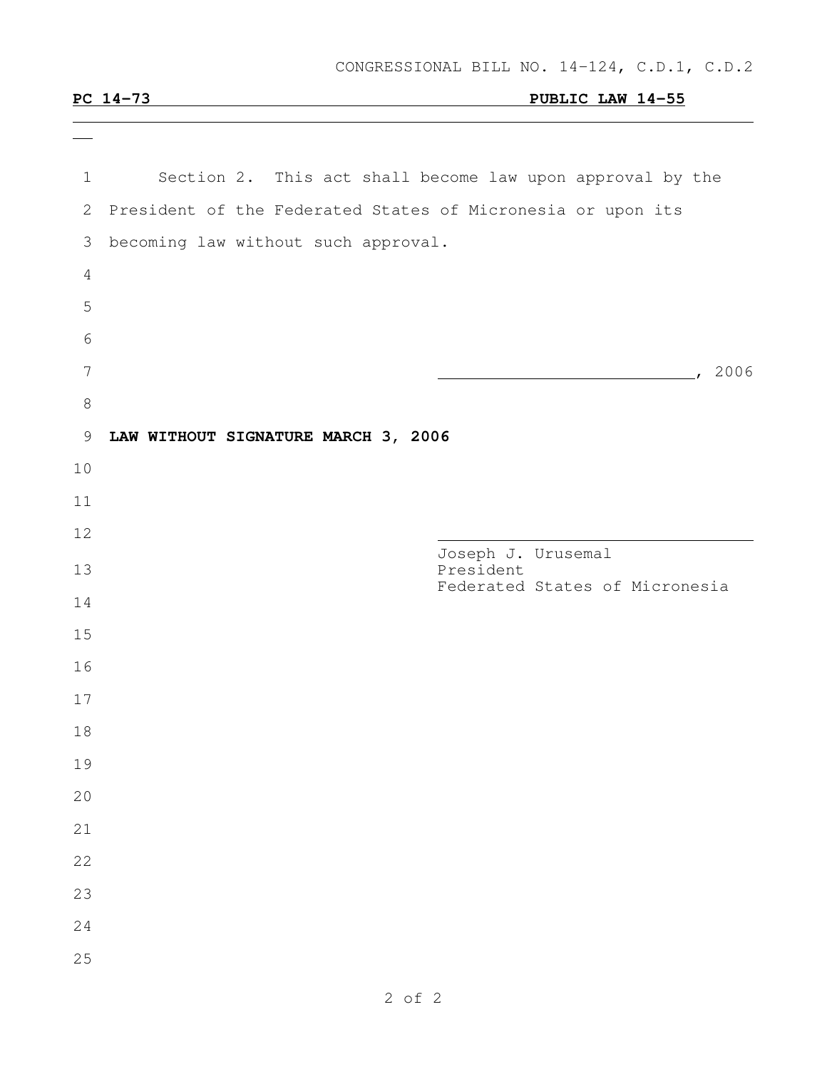CONGRESSIONAL BILL NO. 14-124, C.D.1, C.D.2

**PC 14-73** **PUBLIC LAW 14-55**

Section 2. This act shall become law upon approval by the President of the Federated States of Micronesia or upon its becoming law without such approval.

____________________________, 2006

**LAW WITHOUT SIGNATURE MARCH 3, 2006**

____________________________
Joseph J. Urusemal
President
Federated States of Micronesia